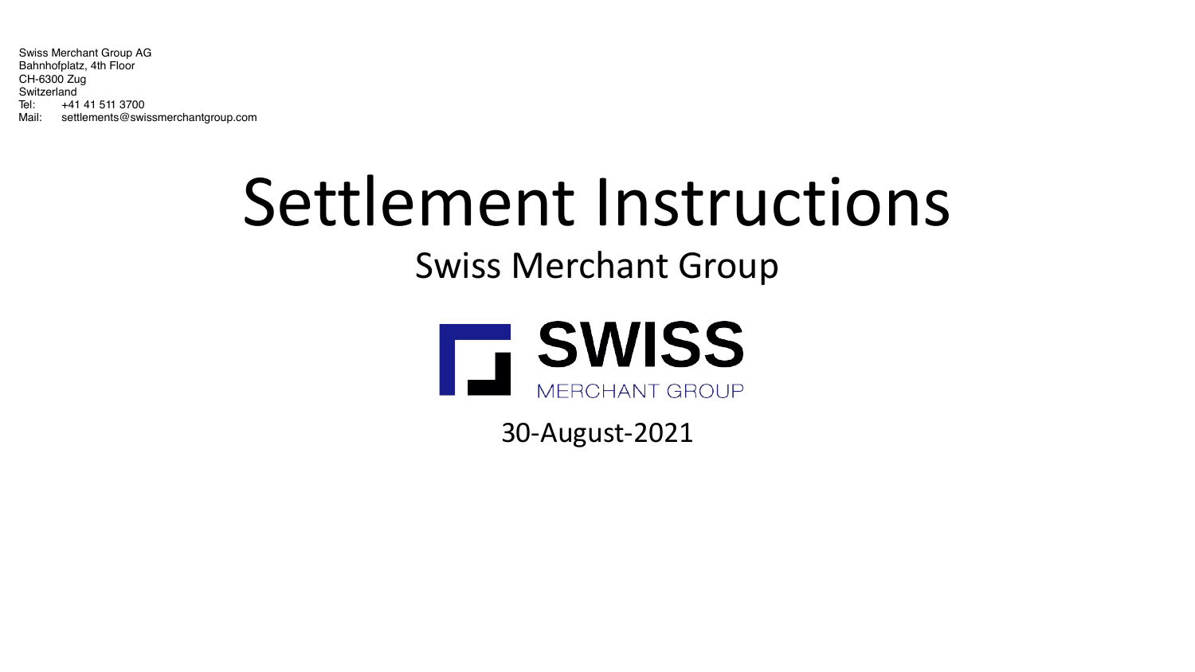Swiss Merchant Group AG
Bahnhofplatz, 4th Floor
CH-6300 Zug
Switzerland
Tel: +41 41 511 3700
Mail: settlements@swissmerchantgroup.com

# Settlement Instructions

## Swiss Merchant Group

SWISS
MERCHANT GROUP

30-August-2021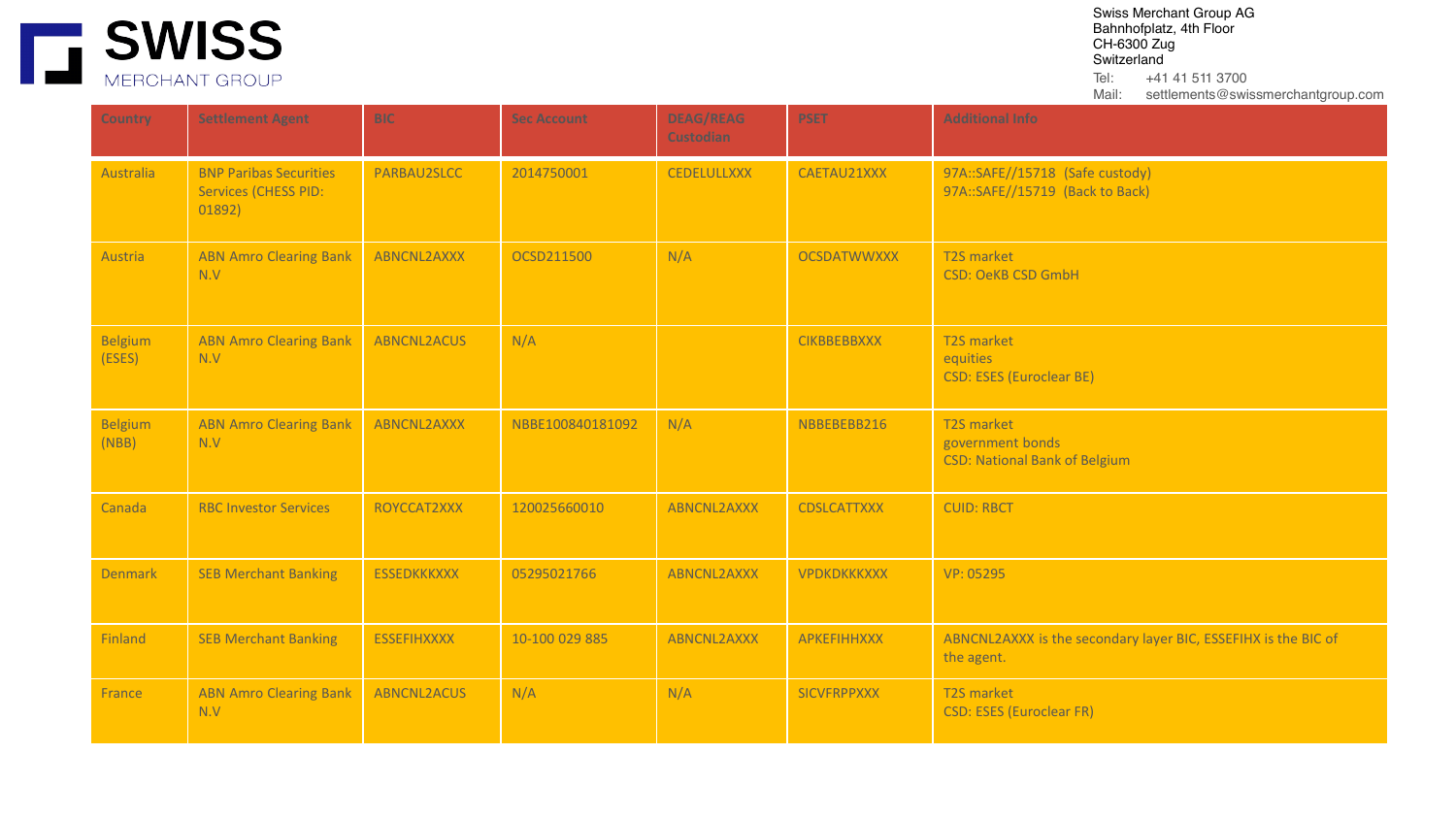SWISS MERCHANT GROUP

Swiss Merchant Group AG
Bahnhofplatz, 4th Floor
CH-6300 Zug
Switzerland
Tel: +41 41 511 3700
Mail: settlements@swissmerchantgroup.com

| Country | Settlement Agent | BIC | Sec Account | DEAG/REAG Custodian | PSET | Additional Info |
|---|---|---|---|---|---|---|
| Australia | BNP Paribas Securities Services (CHESS PID: 01892) | PARBAU2SLCC | 2014750001 | CEDELULLXXX | CAETAU21XXX | 97A::SAFE//15718 (Safe custody)<br>97A::SAFE//15719 (Back to Back) |
| Austria | ABN Amro Clearing Bank N.V | ABNCNL2AXXX | OCSD211500 | N/A | OCSDATWWXXX | T2S market<br>CSD: OeKB CSD GmbH |
| Belgium (ESES) | ABN Amro Clearing Bank N.V | ABNCNL2ACUS | N/A | | CIKBBEBBXXX | T2S market<br>equities<br>CSD: ESES (Euroclear BE) |
| Belgium (NBB) | ABN Amro Clearing Bank N.V | ABNCNL2AXXX | NBBE100840181092 | N/A | NBBEBEBB216 | T2S market<br>government bonds<br>CSD: National Bank of Belgium |
| Canada | RBC Investor Services | ROYCCAT2XXX | 120025660010 | ABNCNL2AXXX | CDSLCATTXXX | CUID: RBCT |
| Denmark | SEB Merchant Banking | ESSEDKKKXXX | 05295021766 | ABNCNL2AXXX | VPDKDKKKXXX | VP: 05295 |
| Finland | SEB Merchant Banking | ESSEFIHXXXX | 10-100 029 885 | ABNCNL2AXXX | APKEFIHHXXX | ABNCNL2AXXX is the secondary layer BIC, ESSEFIHX is the BIC of the agent. |
| France | ABN Amro Clearing Bank N.V | ABNCNL2ACUS | N/A | N/A | SICVFRPPXXX | T2S market<br>CSD: ESES (Euroclear FR) |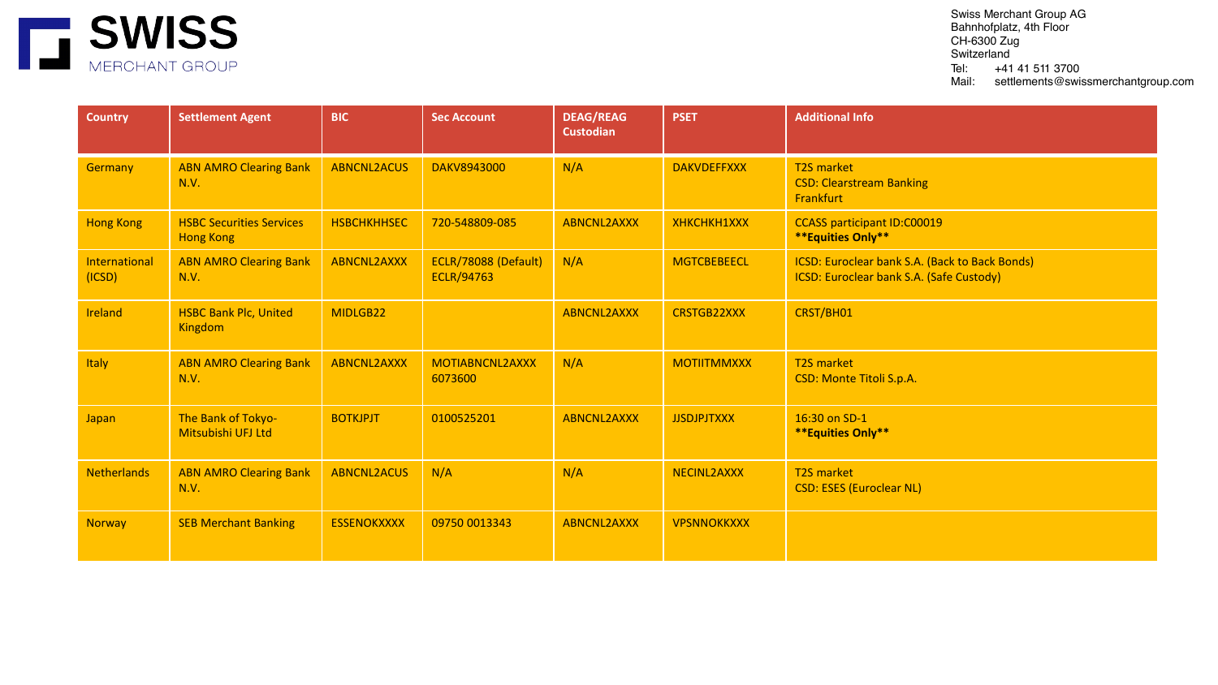SWISS MERCHANT GROUP

Swiss Merchant Group AG
Bahnhofplatz, 4th Floor
CH-6300 Zug
Switzerland
Tel: +41 41 511 3700
Mail: settlements@swissmerchantgroup.com

| Country | Settlement Agent | BIC | Sec Account | DEAG/REAG Custodian | PSET | Additional Info |
|---|---|---|---|---|---|---|
| Germany | ABN AMRO Clearing Bank N.V. | ABNCNL2ACUS | DAKV8943000 | N/A | DAKVDEFFXXX | T2S market<br>CSD: Clearstream Banking Frankfurt |
| Hong Kong | HSBC Securities Services Hong Kong | HSBCHKHHSEC | 720-548809-085 | ABNCNL2AXXX | XHKCHKH1XXX | CCASS participant ID:C00019<br>**Equities Only** |
| International (ICSD) | ABN AMRO Clearing Bank N.V. | ABNCNL2AXXX | ECLR/78088 (Default)<br>ECLR/94763 | N/A | MGTCBEBEECL | ICSD: Euroclear bank S.A. (Back to Back Bonds)<br>ICSD: Euroclear bank S.A. (Safe Custody) |
| Ireland | HSBC Bank Plc, United Kingdom | MIDLGB22 | | ABNCNL2AXXX | CRSTGB22XXX | CRST/BH01 |
| Italy | ABN AMRO Clearing Bank N.V. | ABNCNL2AXXX | MOTIABNCNL2AXXX 6073600 | N/A | MOTIITMMXXX | T2S market<br>CSD: Monte Titoli S.p.A. |
| Japan | The Bank of Tokyo-Mitsubishi UFJ Ltd | BOTKJPJT | 0100525201 | ABNCNL2AXXX | JJSDJPJTXXX | 16:30 on SD-1<br>**Equities Only** |
| Netherlands | ABN AMRO Clearing Bank N.V. | ABNCNL2ACUS | N/A | N/A | NECINL2AXXX | T2S market<br>CSD: ESES (Euroclear NL) |
| Norway | SEB Merchant Banking | ESSENOKXXXX | 09750 0013343 | ABNCNL2AXXX | VPSNNOKKXXX | |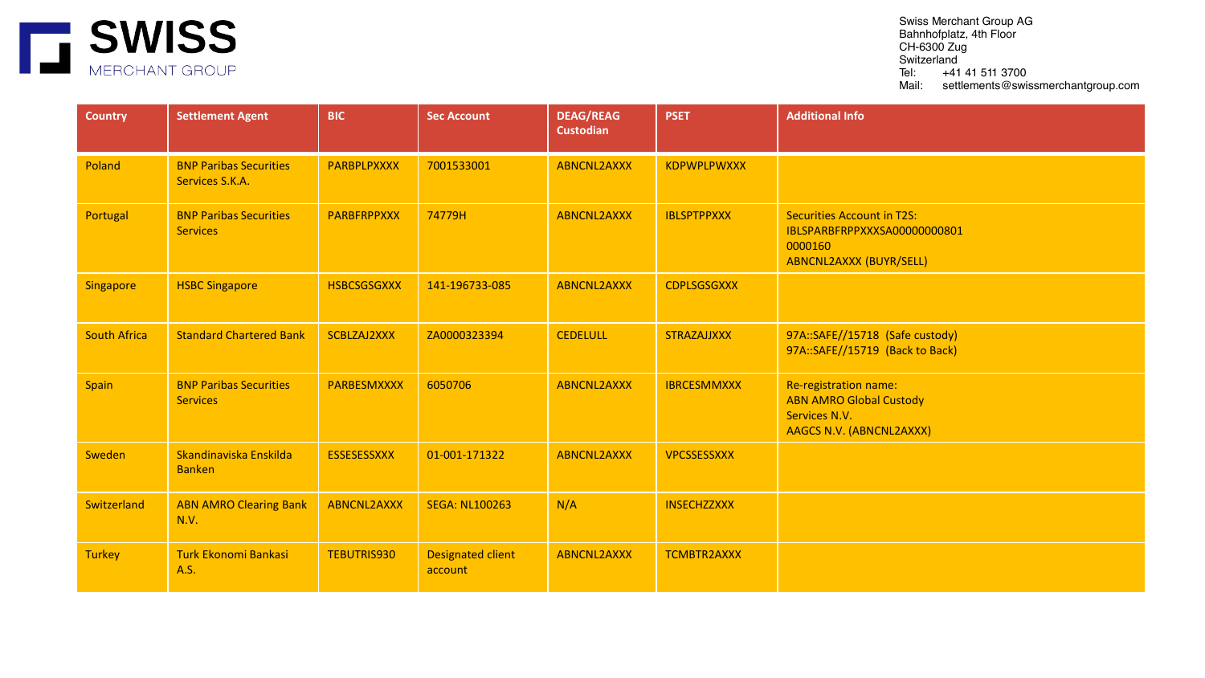**SWISS** MERCHANT GROUP

Swiss Merchant Group AG
Bahnhofplatz, 4th Floor
CH-6300 Zug
Switzerland
Tel: +41 41 511 3700
Mail: settlements@swissmerchantgroup.com

| Country | Settlement Agent | BIC | Sec Account | DEAG/REAG Custodian | PSET | Additional Info |
|---|---|---|---|---|---|---|
| Poland | BNP Paribas Securities Services S.K.A. | PARBPLPXXXX | 7001533001 | ABNCNL2AXXX | KDPWPLPWXXX | |
| Portugal | BNP Paribas Securities Services | PARBFRPPXXX | 74779H | ABNCNL2AXXX | IBLSPTPPXXX | Securities Account in T2S: IBLSPARBFRPPXXXSA00000000801 0000160 ABNCNL2AXXX (BUYR/SELL) |
| Singapore | HSBC Singapore | HSBCSGSGXXX | 141-196733-085 | ABNCNL2AXXX | CDPLSGSGXXX | |
| South Africa | Standard Chartered Bank | SCBLZAJ2XXX | ZA0000323394 | CEDELULL | STRAZAJJXXX | 97A::SAFE//15718 (Safe custody) 97A::SAFE//15719 (Back to Back) |
| Spain | BNP Paribas Securities Services | PARBESMXXXX | 6050706 | ABNCNL2AXXX | IBRCESMMXXX | Re-registration name: ABN AMRO Global Custody Services N.V. AAGCS N.V. (ABNCNL2AXXX) |
| Sweden | Skandinaviska Enskilda Banken | ESSESESSXXX | 01-001-171322 | ABNCNL2AXXX | VPCSSESSXXX | |
| Switzerland | ABN AMRO Clearing Bank N.V. | ABNCNL2AXXX | SEGA: NL100263 | N/A | INSECHZZXXX | |
| Turkey | Turk Ekonomi Bankasi A.S. | TEBUTRIS930 | Designated client account | ABNCNL2AXXX | TCMBTR2AXXX | |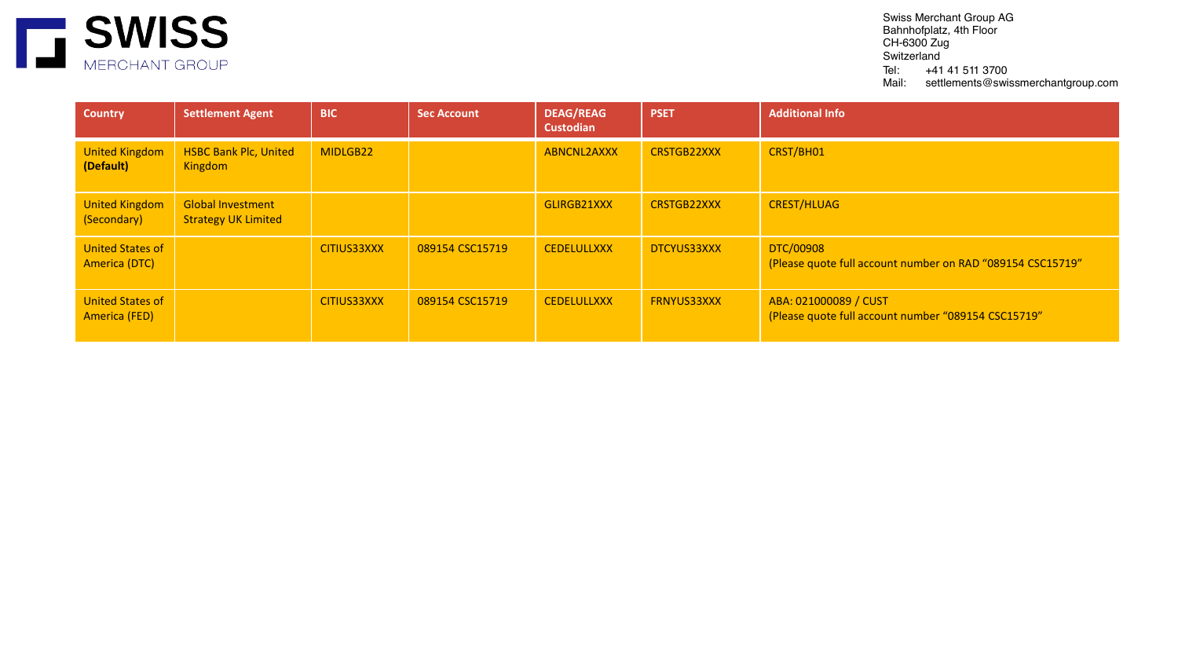SWISS
MERCHANT GROUP

Swiss Merchant Group AG
Bahnhofplatz, 4th Floor
CH-6300 Zug
Switzerland
Tel: +41 41 511 3700
Mail: settlements@swissmerchantgroup.com

| Country | Settlement Agent | BIC | Sec Account | DEAG/REAG Custodian | PSET | Additional Info |
|---|---|---|---|---|---|---|
| United Kingdom **(Default)** | HSBC Bank Plc, United Kingdom | MIDLGB22 | | ABNCNL2AXXX | CRSTGB22XXX | CRST/BH01 |
| United Kingdom (Secondary) | Global Investment Strategy UK Limited | | | GLIRGB21XXX | CRSTGB22XXX | CREST/HLUAG |
| United States of America (DTC) | | CITIUS33XXX | 089154 CSC15719 | CEDELULLXXX | DTCYUS33XXX | DTC/00908<br>(Please quote full account number on RAD "089154 CSC15719" |
| United States of America (FED) | | CITIUS33XXX | 089154 CSC15719 | CEDELULLXXX | FRNYUS33XXX | ABA: 021000089 / CUST<br>(Please quote full account number "089154 CSC15719" |